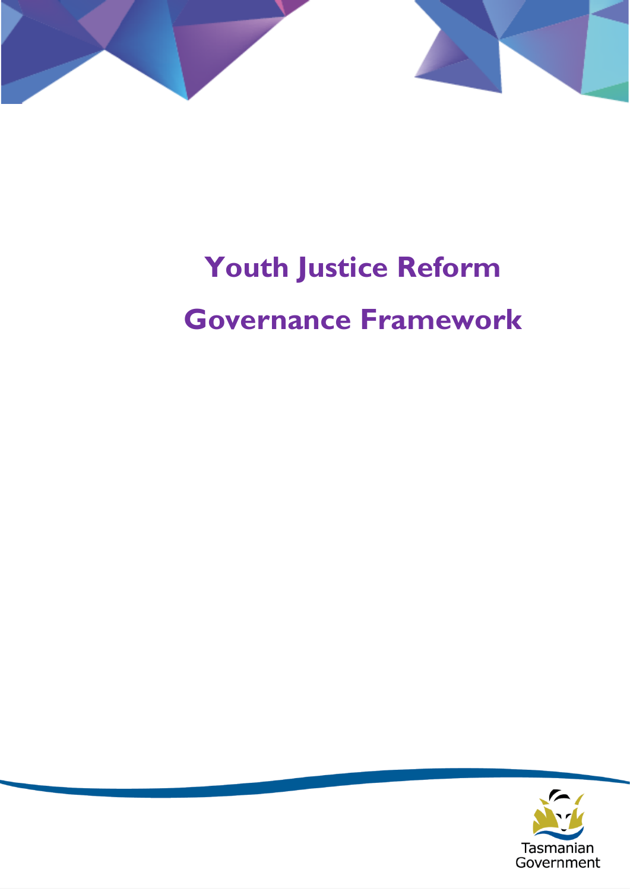# Youth Justice Reform

# Governance Framework

Tasmanian Government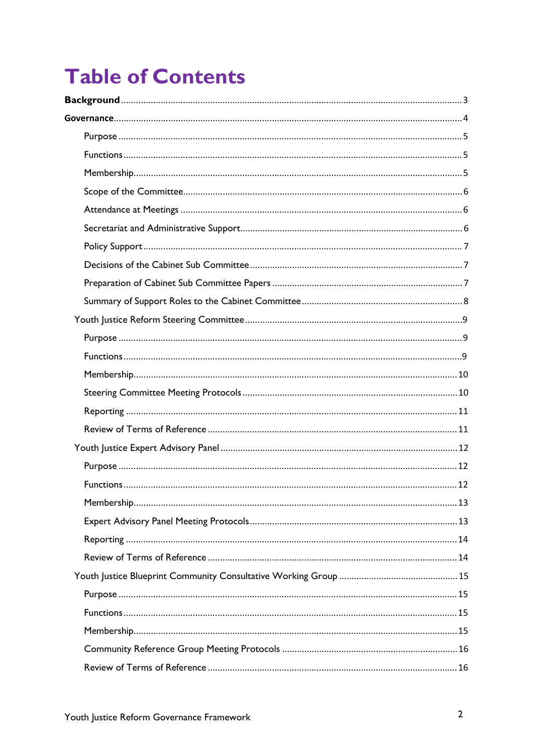# Table of Contents

**Background** ........ 3

**Governance** ........ 4

- Purpose ........ 5
- Functions ........ 5
- Membership ........ 5
- Scope of the Committee ........ 6
- Attendance at Meetings ........ 6
- Secretariat and Administrative Support ........ 6
- Policy Support ........ 7
- Decisions of the Cabinet Sub Committee ........ 7
- Preparation of Cabinet Sub Committee Papers ........ 7
- Summary of Support Roles to the Cabinet Committee ........ 8

Youth Justice Reform Steering Committee ........ 9

- Purpose ........ 9
- Functions ........ 9
- Membership ........ 10
- Steering Committee Meeting Protocols ........ 10
- Reporting ........ 11
- Review of Terms of Reference ........ 11

Youth Justice Expert Advisory Panel ........ 12

- Purpose ........ 12
- Functions ........ 12
- Membership ........ 13
- Expert Advisory Panel Meeting Protocols ........ 13
- Reporting ........ 14
- Review of Terms of Reference ........ 14

Youth Justice Blueprint Community Consultative Working Group ........ 15

- Purpose ........ 15
- Functions ........ 15
- Membership ........ 15
- Community Reference Group Meeting Protocols ........ 16
- Review of Terms of Reference ........ 16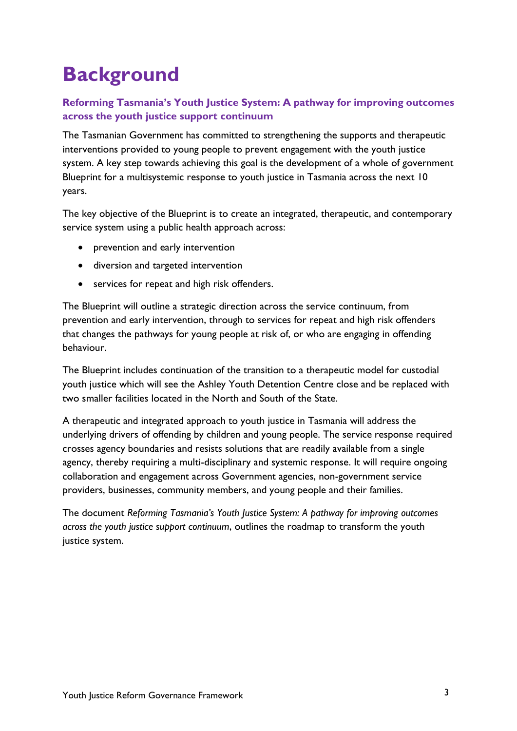# Background

## Reforming Tasmania's Youth Justice System: A pathway for improving outcomes across the youth justice support continuum

The Tasmanian Government has committed to strengthening the supports and therapeutic interventions provided to young people to prevent engagement with the youth justice system. A key step towards achieving this goal is the development of a whole of government Blueprint for a multisystemic response to youth justice in Tasmania across the next 10 years.

The key objective of the Blueprint is to create an integrated, therapeutic, and contemporary service system using a public health approach across:

- prevention and early intervention
- diversion and targeted intervention
- services for repeat and high risk offenders.

The Blueprint will outline a strategic direction across the service continuum, from prevention and early intervention, through to services for repeat and high risk offenders that changes the pathways for young people at risk of, or who are engaging in offending behaviour.

The Blueprint includes continuation of the transition to a therapeutic model for custodial youth justice which will see the Ashley Youth Detention Centre close and be replaced with two smaller facilities located in the North and South of the State.

A therapeutic and integrated approach to youth justice in Tasmania will address the underlying drivers of offending by children and young people. The service response required crosses agency boundaries and resists solutions that are readily available from a single agency, thereby requiring a multi-disciplinary and systemic response. It will require ongoing collaboration and engagement across Government agencies, non-government service providers, businesses, community members, and young people and their families.

The document *Reforming Tasmania's Youth Justice System: A pathway for improving outcomes across the youth justice support continuum*, outlines the roadmap to transform the youth justice system.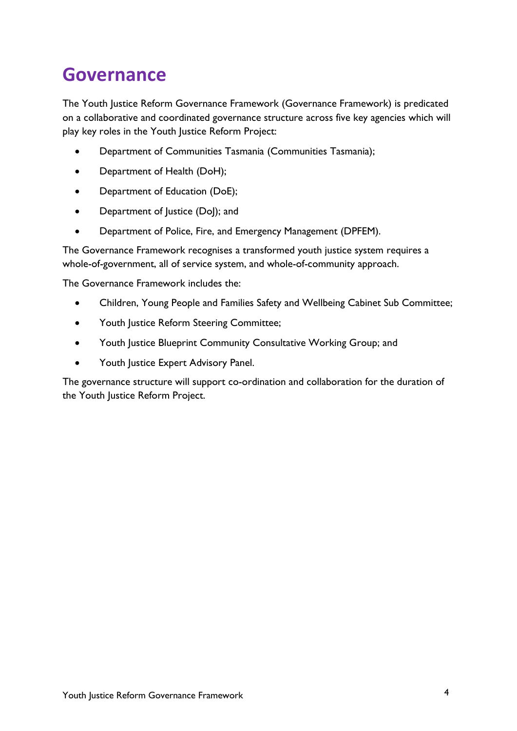# Governance

The Youth Justice Reform Governance Framework (Governance Framework) is predicated on a collaborative and coordinated governance structure across five key agencies which will play key roles in the Youth Justice Reform Project:

- Department of Communities Tasmania (Communities Tasmania);
- Department of Health (DoH);
- Department of Education (DoE);
- Department of Justice (DoJ); and
- Department of Police, Fire, and Emergency Management (DPFEM).

The Governance Framework recognises a transformed youth justice system requires a whole-of-government, all of service system, and whole-of-community approach.

The Governance Framework includes the:

- Children, Young People and Families Safety and Wellbeing Cabinet Sub Committee;
- Youth Justice Reform Steering Committee;
- Youth Justice Blueprint Community Consultative Working Group; and
- Youth Justice Expert Advisory Panel.

The governance structure will support co-ordination and collaboration for the duration of the Youth Justice Reform Project.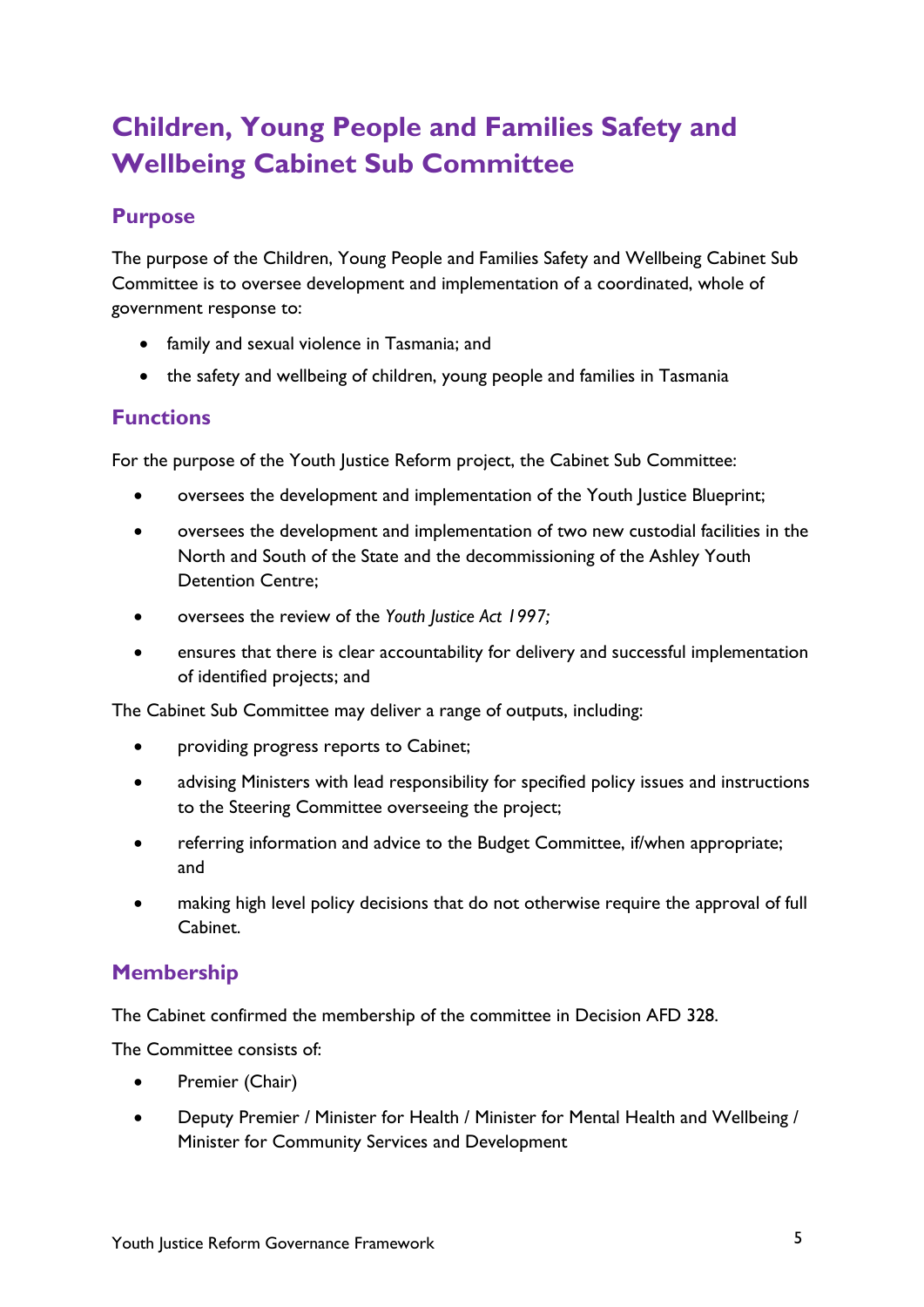# Children, Young People and Families Safety and Wellbeing Cabinet Sub Committee

## Purpose

The purpose of the Children, Young People and Families Safety and Wellbeing Cabinet Sub Committee is to oversee development and implementation of a coordinated, whole of government response to:

- family and sexual violence in Tasmania; and
- the safety and wellbeing of children, young people and families in Tasmania

## Functions

For the purpose of the Youth Justice Reform project, the Cabinet Sub Committee:

- oversees the development and implementation of the Youth Justice Blueprint;
- oversees the development and implementation of two new custodial facilities in the North and South of the State and the decommissioning of the Ashley Youth Detention Centre;
- oversees the review of the *Youth Justice Act 1997;*
- ensures that there is clear accountability for delivery and successful implementation of identified projects; and

The Cabinet Sub Committee may deliver a range of outputs, including:

- providing progress reports to Cabinet;
- advising Ministers with lead responsibility for specified policy issues and instructions to the Steering Committee overseeing the project;
- referring information and advice to the Budget Committee, if/when appropriate; and
- making high level policy decisions that do not otherwise require the approval of full Cabinet.

## Membership

The Cabinet confirmed the membership of the committee in Decision AFD 328.

The Committee consists of:

- Premier (Chair)
- Deputy Premier / Minister for Health / Minister for Mental Health and Wellbeing / Minister for Community Services and Development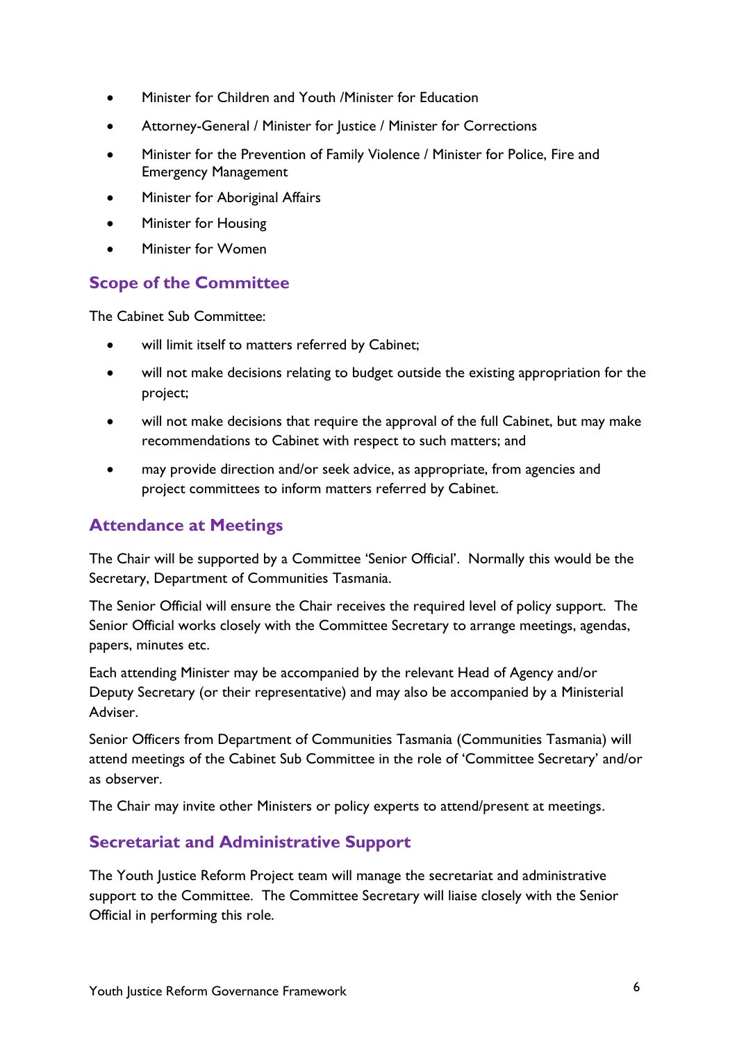- Minister for Children and Youth /Minister for Education
- Attorney-General / Minister for Justice / Minister for Corrections
- Minister for the Prevention of Family Violence / Minister for Police, Fire and Emergency Management
- Minister for Aboriginal Affairs
- Minister for Housing
- Minister for Women

## Scope of the Committee

The Cabinet Sub Committee:

- will limit itself to matters referred by Cabinet;
- will not make decisions relating to budget outside the existing appropriation for the project;
- will not make decisions that require the approval of the full Cabinet, but may make recommendations to Cabinet with respect to such matters; and
- may provide direction and/or seek advice, as appropriate, from agencies and project committees to inform matters referred by Cabinet.

## Attendance at Meetings

The Chair will be supported by a Committee 'Senior Official'. Normally this would be the Secretary, Department of Communities Tasmania.

The Senior Official will ensure the Chair receives the required level of policy support. The Senior Official works closely with the Committee Secretary to arrange meetings, agendas, papers, minutes etc.

Each attending Minister may be accompanied by the relevant Head of Agency and/or Deputy Secretary (or their representative) and may also be accompanied by a Ministerial Adviser.

Senior Officers from Department of Communities Tasmania (Communities Tasmania) will attend meetings of the Cabinet Sub Committee in the role of 'Committee Secretary' and/or as observer.

The Chair may invite other Ministers or policy experts to attend/present at meetings.

## Secretariat and Administrative Support

The Youth Justice Reform Project team will manage the secretariat and administrative support to the Committee. The Committee Secretary will liaise closely with the Senior Official in performing this role.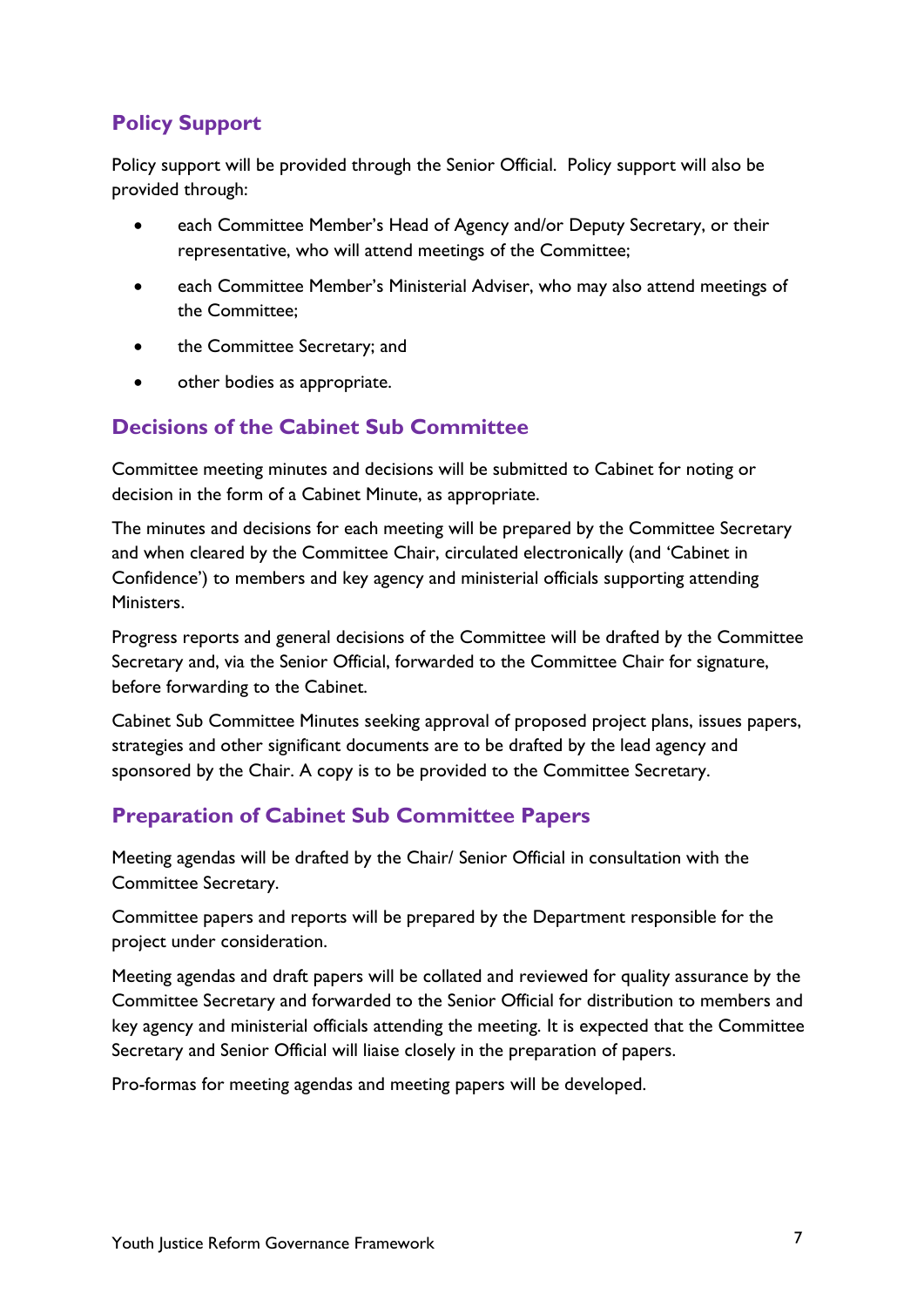## Policy Support

Policy support will be provided through the Senior Official. Policy support will also be provided through:

- each Committee Member's Head of Agency and/or Deputy Secretary, or their representative, who will attend meetings of the Committee;
- each Committee Member's Ministerial Adviser, who may also attend meetings of the Committee;
- the Committee Secretary; and
- other bodies as appropriate.

## Decisions of the Cabinet Sub Committee

Committee meeting minutes and decisions will be submitted to Cabinet for noting or decision in the form of a Cabinet Minute, as appropriate.

The minutes and decisions for each meeting will be prepared by the Committee Secretary and when cleared by the Committee Chair, circulated electronically (and 'Cabinet in Confidence') to members and key agency and ministerial officials supporting attending Ministers.

Progress reports and general decisions of the Committee will be drafted by the Committee Secretary and, via the Senior Official, forwarded to the Committee Chair for signature, before forwarding to the Cabinet.

Cabinet Sub Committee Minutes seeking approval of proposed project plans, issues papers, strategies and other significant documents are to be drafted by the lead agency and sponsored by the Chair. A copy is to be provided to the Committee Secretary.

## Preparation of Cabinet Sub Committee Papers

Meeting agendas will be drafted by the Chair/ Senior Official in consultation with the Committee Secretary.

Committee papers and reports will be prepared by the Department responsible for the project under consideration.

Meeting agendas and draft papers will be collated and reviewed for quality assurance by the Committee Secretary and forwarded to the Senior Official for distribution to members and key agency and ministerial officials attending the meeting. It is expected that the Committee Secretary and Senior Official will liaise closely in the preparation of papers.

Pro-formas for meeting agendas and meeting papers will be developed.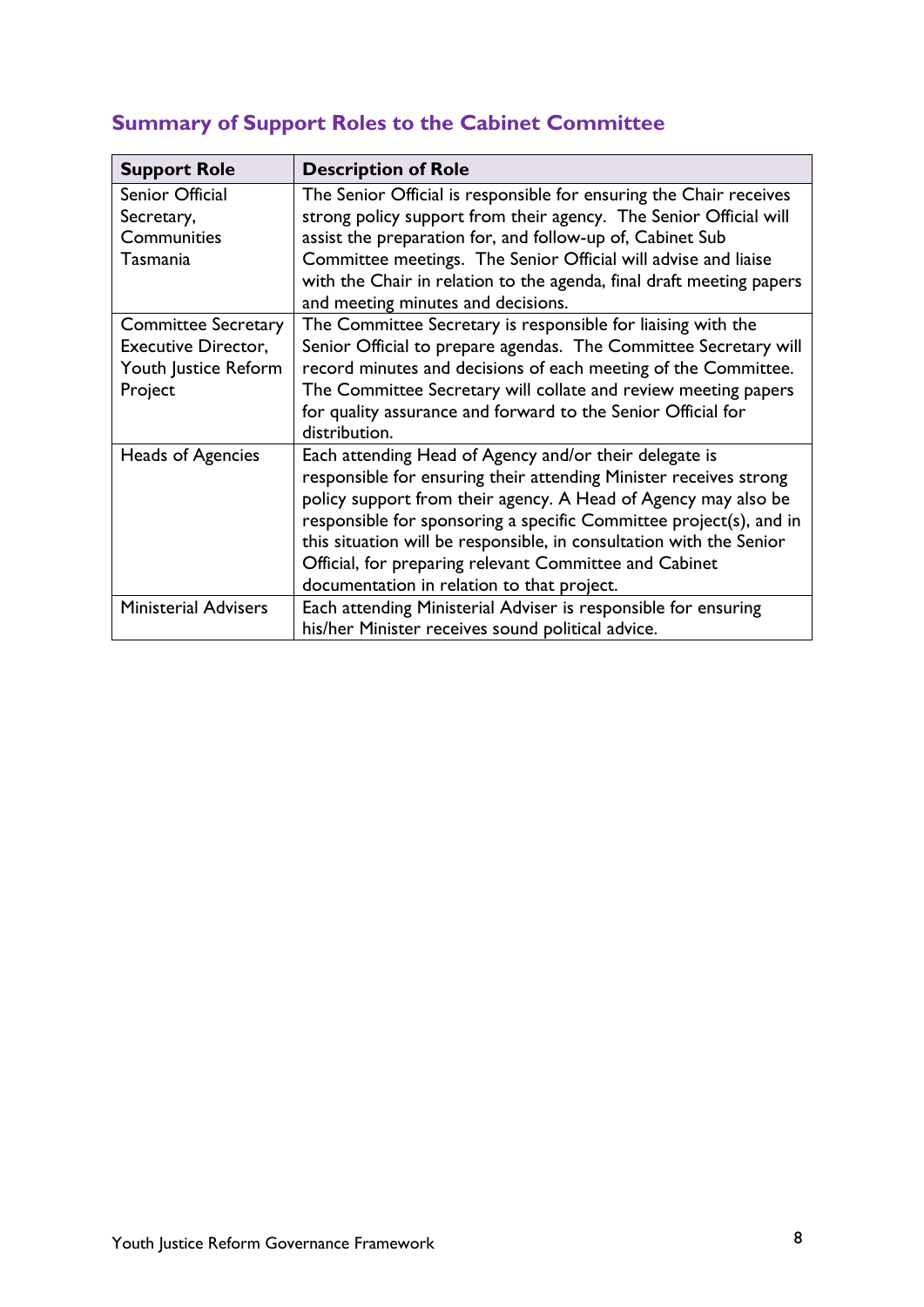## Summary of Support Roles to the Cabinet Committee

| Support Role | Description of Role |
|---|---|
| Senior Official Secretary, Communities Tasmania | The Senior Official is responsible for ensuring the Chair receives strong policy support from their agency. The Senior Official will assist the preparation for, and follow-up of, Cabinet Sub Committee meetings. The Senior Official will advise and liaise with the Chair in relation to the agenda, final draft meeting papers and meeting minutes and decisions. |
| Committee Secretary Executive Director, Youth Justice Reform Project | The Committee Secretary is responsible for liaising with the Senior Official to prepare agendas. The Committee Secretary will record minutes and decisions of each meeting of the Committee. The Committee Secretary will collate and review meeting papers for quality assurance and forward to the Senior Official for distribution. |
| Heads of Agencies | Each attending Head of Agency and/or their delegate is responsible for ensuring their attending Minister receives strong policy support from their agency. A Head of Agency may also be responsible for sponsoring a specific Committee project(s), and in this situation will be responsible, in consultation with the Senior Official, for preparing relevant Committee and Cabinet documentation in relation to that project. |
| Ministerial Advisers | Each attending Ministerial Adviser is responsible for ensuring his/her Minister receives sound political advice. |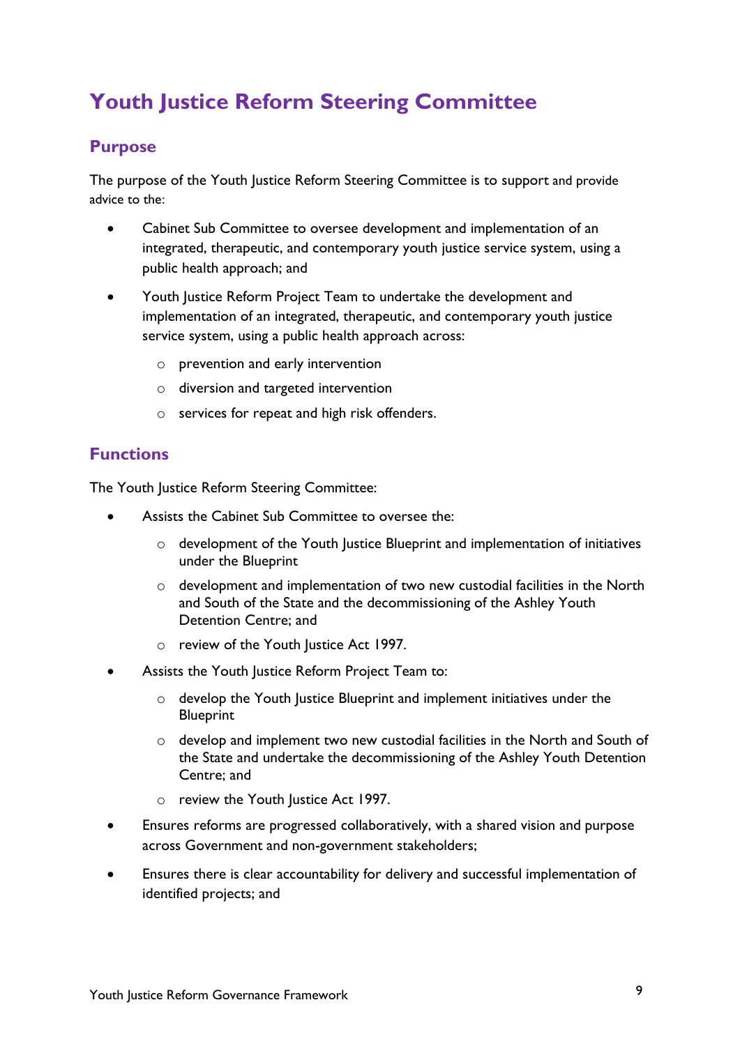# Youth Justice Reform Steering Committee

## Purpose

The purpose of the Youth Justice Reform Steering Committee is to support and provide advice to the:

- Cabinet Sub Committee to oversee development and implementation of an integrated, therapeutic, and contemporary youth justice service system, using a public health approach; and
- Youth Justice Reform Project Team to undertake the development and implementation of an integrated, therapeutic, and contemporary youth justice service system, using a public health approach across:
    - prevention and early intervention
    - diversion and targeted intervention
    - services for repeat and high risk offenders.

## Functions

The Youth Justice Reform Steering Committee:

- Assists the Cabinet Sub Committee to oversee the:
    - development of the Youth Justice Blueprint and implementation of initiatives under the Blueprint
    - development and implementation of two new custodial facilities in the North and South of the State and the decommissioning of the Ashley Youth Detention Centre; and
    - review of the Youth Justice Act 1997.
- Assists the Youth Justice Reform Project Team to:
    - develop the Youth Justice Blueprint and implement initiatives under the Blueprint
    - develop and implement two new custodial facilities in the North and South of the State and undertake the decommissioning of the Ashley Youth Detention Centre; and
    - review the Youth Justice Act 1997.
- Ensures reforms are progressed collaboratively, with a shared vision and purpose across Government and non-government stakeholders;
- Ensures there is clear accountability for delivery and successful implementation of identified projects; and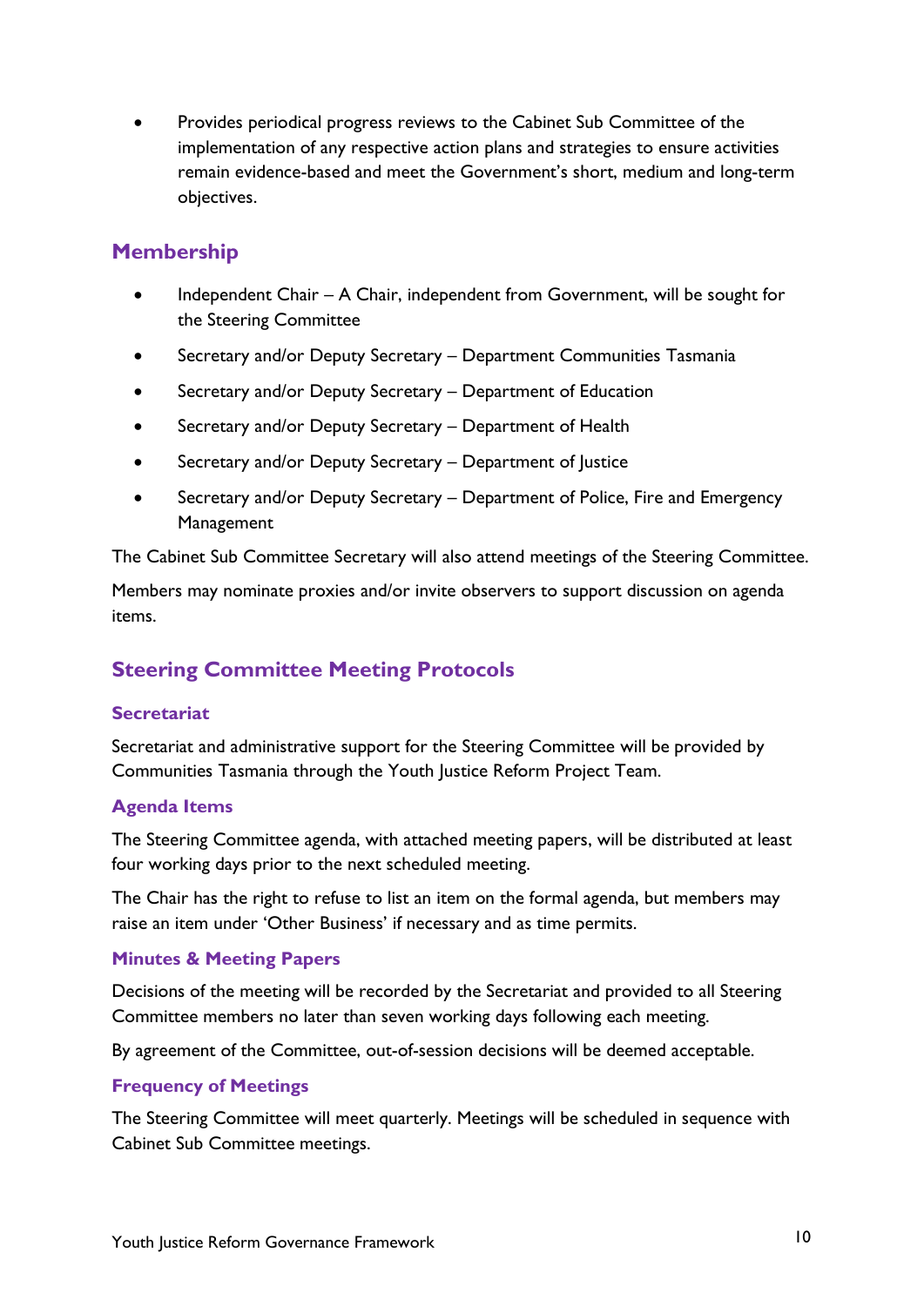- Provides periodical progress reviews to the Cabinet Sub Committee of the implementation of any respective action plans and strategies to ensure activities remain evidence-based and meet the Government's short, medium and long-term objectives.

## Membership

- Independent Chair – A Chair, independent from Government, will be sought for the Steering Committee
- Secretary and/or Deputy Secretary – Department Communities Tasmania
- Secretary and/or Deputy Secretary – Department of Education
- Secretary and/or Deputy Secretary – Department of Health
- Secretary and/or Deputy Secretary – Department of Justice
- Secretary and/or Deputy Secretary – Department of Police, Fire and Emergency Management

The Cabinet Sub Committee Secretary will also attend meetings of the Steering Committee.

Members may nominate proxies and/or invite observers to support discussion on agenda items.

## Steering Committee Meeting Protocols

### Secretariat

Secretariat and administrative support for the Steering Committee will be provided by Communities Tasmania through the Youth Justice Reform Project Team.

### Agenda Items

The Steering Committee agenda, with attached meeting papers, will be distributed at least four working days prior to the next scheduled meeting.

The Chair has the right to refuse to list an item on the formal agenda, but members may raise an item under 'Other Business' if necessary and as time permits.

### Minutes & Meeting Papers

Decisions of the meeting will be recorded by the Secretariat and provided to all Steering Committee members no later than seven working days following each meeting.

By agreement of the Committee, out-of-session decisions will be deemed acceptable.

### Frequency of Meetings

The Steering Committee will meet quarterly. Meetings will be scheduled in sequence with Cabinet Sub Committee meetings.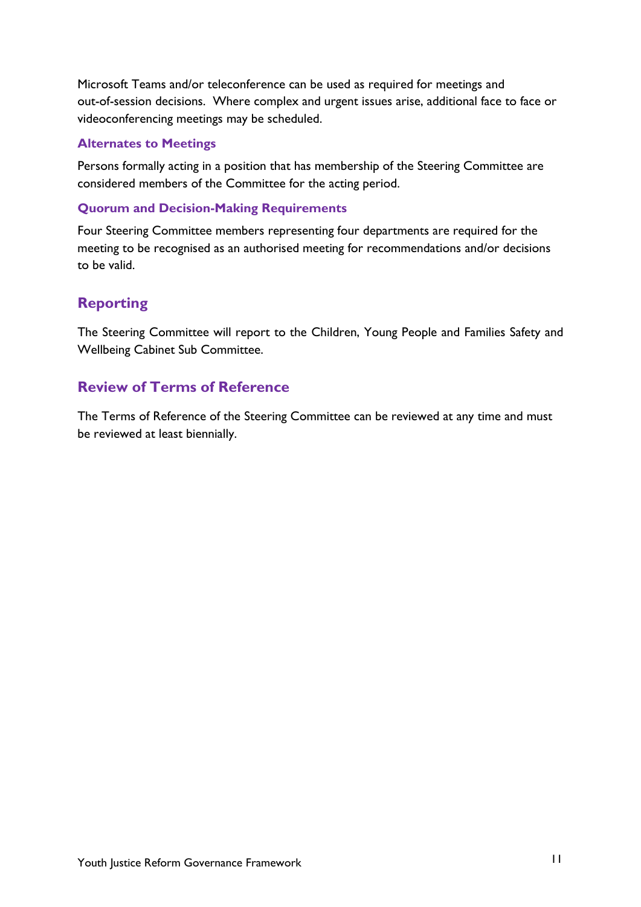Microsoft Teams and/or teleconference can be used as required for meetings and out-of-session decisions. Where complex and urgent issues arise, additional face to face or videoconferencing meetings may be scheduled.

### Alternates to Meetings

Persons formally acting in a position that has membership of the Steering Committee are considered members of the Committee for the acting period.

### Quorum and Decision-Making Requirements

Four Steering Committee members representing four departments are required for the meeting to be recognised as an authorised meeting for recommendations and/or decisions to be valid.

## Reporting

The Steering Committee will report to the Children, Young People and Families Safety and Wellbeing Cabinet Sub Committee.

## Review of Terms of Reference

The Terms of Reference of the Steering Committee can be reviewed at any time and must be reviewed at least biennially.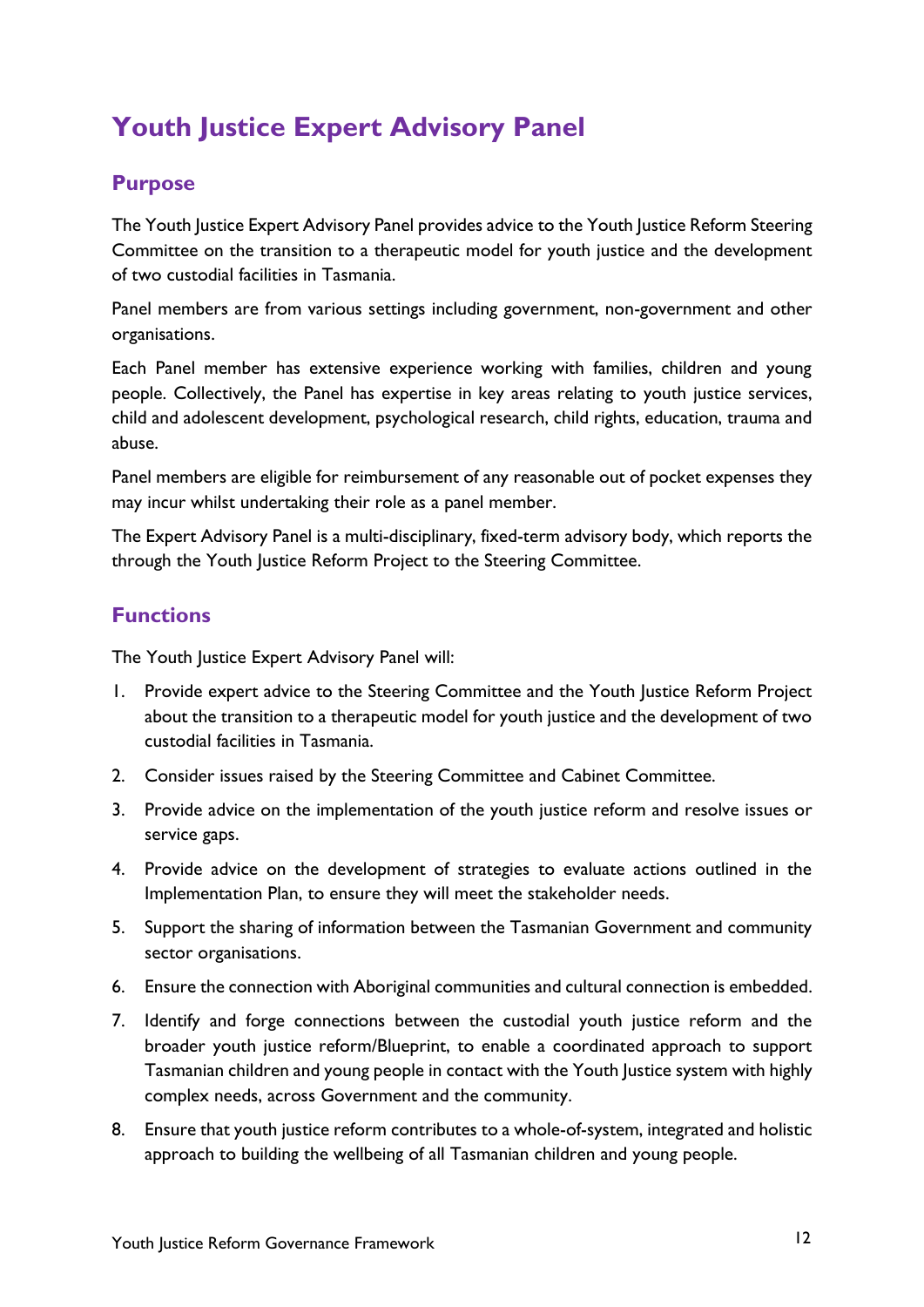# Youth Justice Expert Advisory Panel

## Purpose

The Youth Justice Expert Advisory Panel provides advice to the Youth Justice Reform Steering Committee on the transition to a therapeutic model for youth justice and the development of two custodial facilities in Tasmania.

Panel members are from various settings including government, non-government and other organisations.

Each Panel member has extensive experience working with families, children and young people. Collectively, the Panel has expertise in key areas relating to youth justice services, child and adolescent development, psychological research, child rights, education, trauma and abuse.

Panel members are eligible for reimbursement of any reasonable out of pocket expenses they may incur whilst undertaking their role as a panel member.

The Expert Advisory Panel is a multi-disciplinary, fixed-term advisory body, which reports the through the Youth Justice Reform Project to the Steering Committee.

## Functions

The Youth Justice Expert Advisory Panel will:

1. Provide expert advice to the Steering Committee and the Youth Justice Reform Project about the transition to a therapeutic model for youth justice and the development of two custodial facilities in Tasmania.
2. Consider issues raised by the Steering Committee and Cabinet Committee.
3. Provide advice on the implementation of the youth justice reform and resolve issues or service gaps.
4. Provide advice on the development of strategies to evaluate actions outlined in the Implementation Plan, to ensure they will meet the stakeholder needs.
5. Support the sharing of information between the Tasmanian Government and community sector organisations.
6. Ensure the connection with Aboriginal communities and cultural connection is embedded.
7. Identify and forge connections between the custodial youth justice reform and the broader youth justice reform/Blueprint, to enable a coordinated approach to support Tasmanian children and young people in contact with the Youth Justice system with highly complex needs, across Government and the community.
8. Ensure that youth justice reform contributes to a whole-of-system, integrated and holistic approach to building the wellbeing of all Tasmanian children and young people.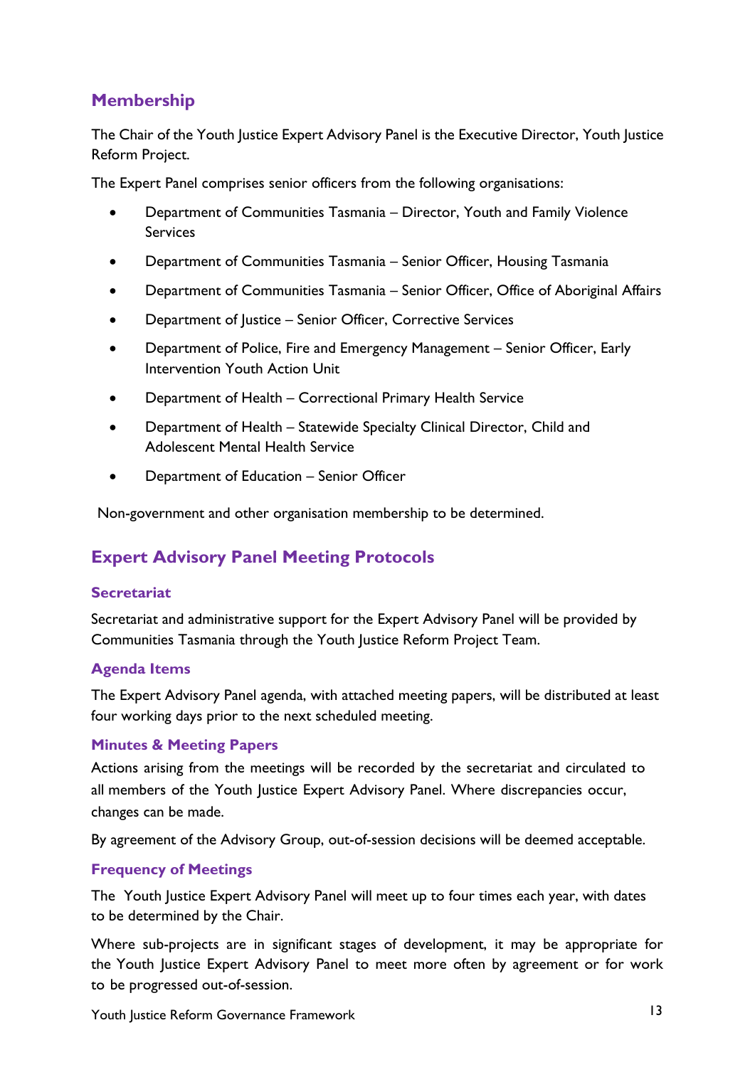## Membership

The Chair of the Youth Justice Expert Advisory Panel is the Executive Director, Youth Justice Reform Project.

The Expert Panel comprises senior officers from the following organisations:

- Department of Communities Tasmania – Director, Youth and Family Violence Services
- Department of Communities Tasmania – Senior Officer, Housing Tasmania
- Department of Communities Tasmania – Senior Officer, Office of Aboriginal Affairs
- Department of Justice – Senior Officer, Corrective Services
- Department of Police, Fire and Emergency Management – Senior Officer, Early Intervention Youth Action Unit
- Department of Health – Correctional Primary Health Service
- Department of Health – Statewide Specialty Clinical Director, Child and Adolescent Mental Health Service
- Department of Education – Senior Officer

Non-government and other organisation membership to be determined.

## Expert Advisory Panel Meeting Protocols

### Secretariat

Secretariat and administrative support for the Expert Advisory Panel will be provided by Communities Tasmania through the Youth Justice Reform Project Team.

### Agenda Items

The Expert Advisory Panel agenda, with attached meeting papers, will be distributed at least four working days prior to the next scheduled meeting.

### Minutes & Meeting Papers

Actions arising from the meetings will be recorded by the secretariat and circulated to all members of the Youth Justice Expert Advisory Panel. Where discrepancies occur, changes can be made.

By agreement of the Advisory Group, out-of-session decisions will be deemed acceptable.

### Frequency of Meetings

The Youth Justice Expert Advisory Panel will meet up to four times each year, with dates to be determined by the Chair.

Where sub-projects are in significant stages of development, it may be appropriate for the Youth Justice Expert Advisory Panel to meet more often by agreement or for work to be progressed out-of-session.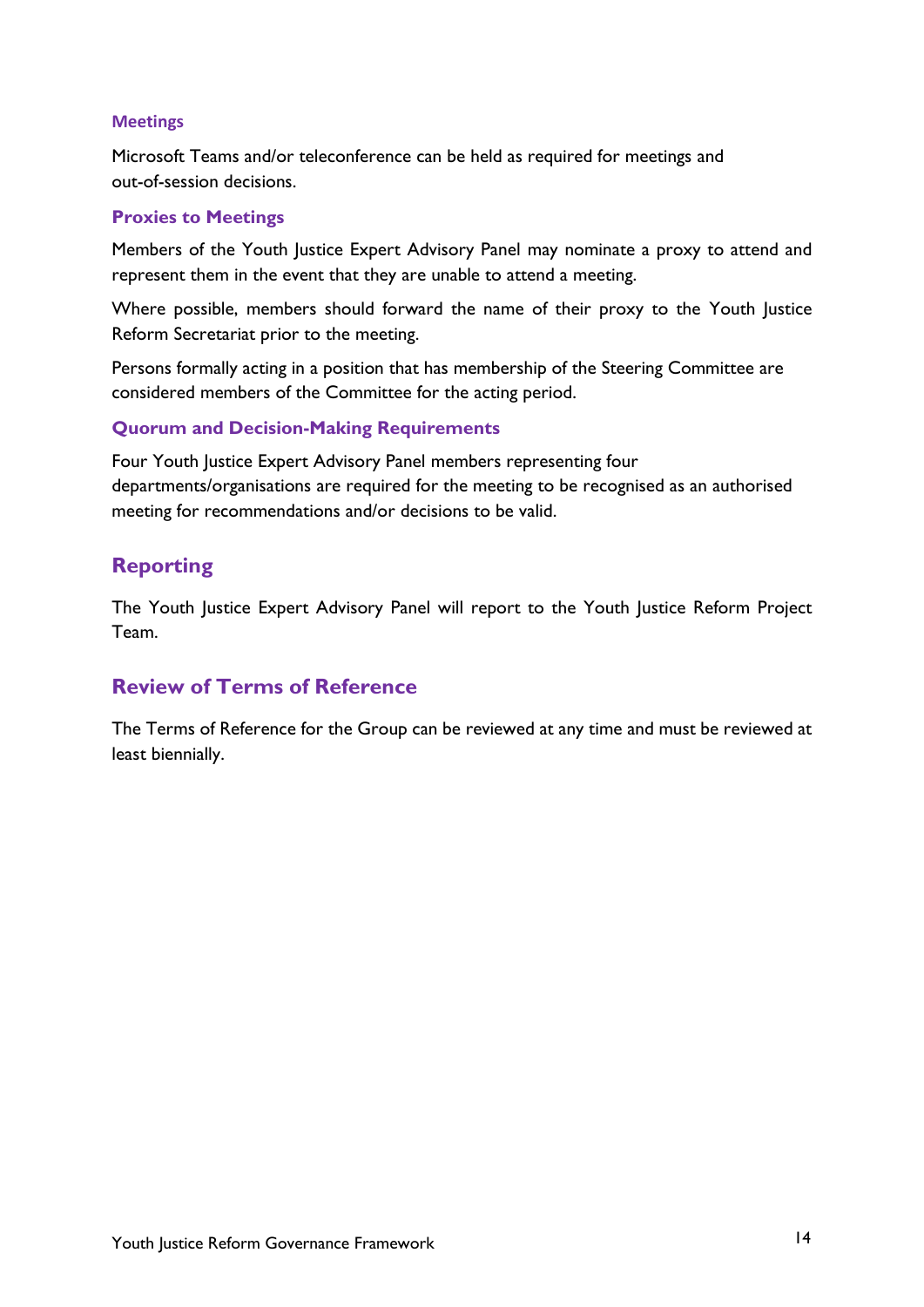### Meetings

Microsoft Teams and/or teleconference can be held as required for meetings and out-of-session decisions.

### Proxies to Meetings

Members of the Youth Justice Expert Advisory Panel may nominate a proxy to attend and represent them in the event that they are unable to attend a meeting.

Where possible, members should forward the name of their proxy to the Youth Justice Reform Secretariat prior to the meeting.

Persons formally acting in a position that has membership of the Steering Committee are considered members of the Committee for the acting period.

### Quorum and Decision-Making Requirements

Four Youth Justice Expert Advisory Panel members representing four departments/organisations are required for the meeting to be recognised as an authorised meeting for recommendations and/or decisions to be valid.

## Reporting

The Youth Justice Expert Advisory Panel will report to the Youth Justice Reform Project Team.

## Review of Terms of Reference

The Terms of Reference for the Group can be reviewed at any time and must be reviewed at least biennially.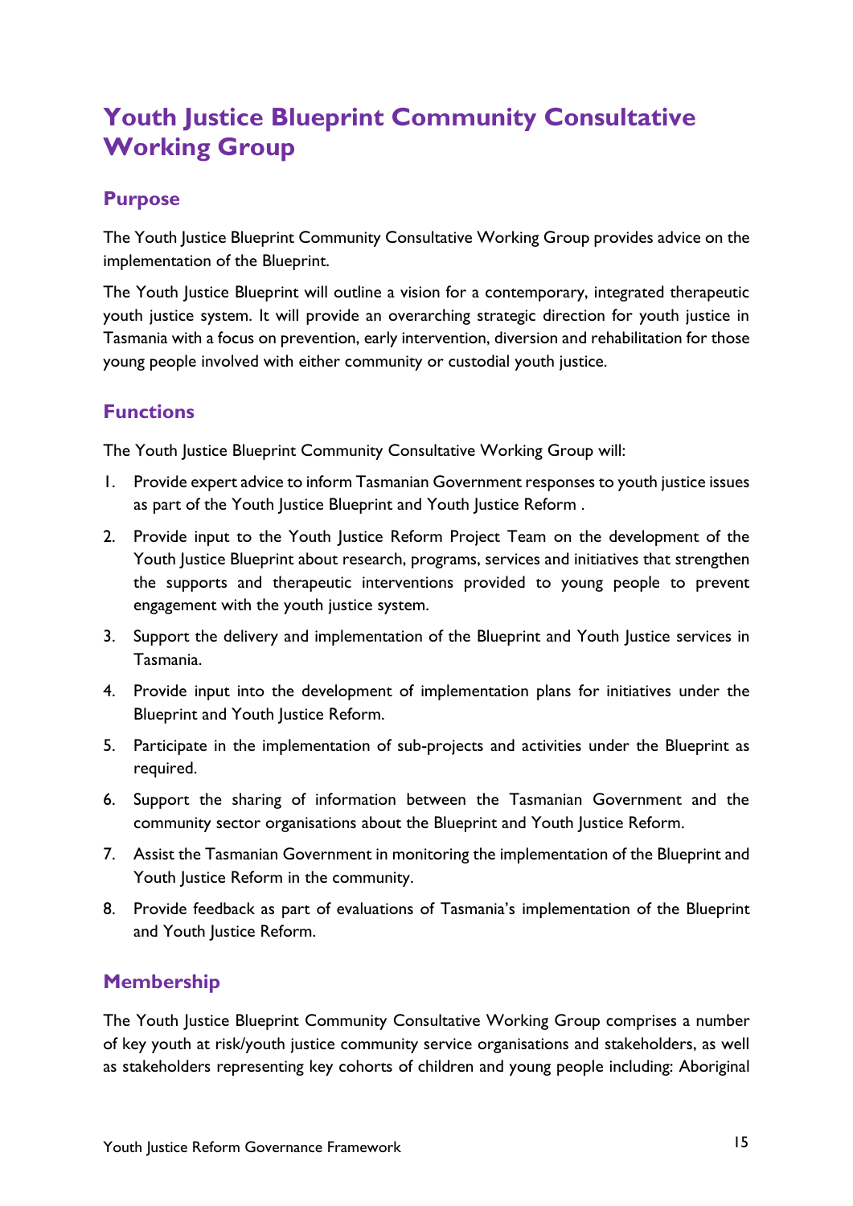# Youth Justice Blueprint Community Consultative Working Group

## Purpose

The Youth Justice Blueprint Community Consultative Working Group provides advice on the implementation of the Blueprint.

The Youth Justice Blueprint will outline a vision for a contemporary, integrated therapeutic youth justice system. It will provide an overarching strategic direction for youth justice in Tasmania with a focus on prevention, early intervention, diversion and rehabilitation for those young people involved with either community or custodial youth justice.

## Functions

The Youth Justice Blueprint Community Consultative Working Group will:

1. Provide expert advice to inform Tasmanian Government responses to youth justice issues as part of the Youth Justice Blueprint and Youth Justice Reform .
2. Provide input to the Youth Justice Reform Project Team on the development of the Youth Justice Blueprint about research, programs, services and initiatives that strengthen the supports and therapeutic interventions provided to young people to prevent engagement with the youth justice system.
3. Support the delivery and implementation of the Blueprint and Youth Justice services in Tasmania.
4. Provide input into the development of implementation plans for initiatives under the Blueprint and Youth Justice Reform.
5. Participate in the implementation of sub-projects and activities under the Blueprint as required.
6. Support the sharing of information between the Tasmanian Government and the community sector organisations about the Blueprint and Youth Justice Reform.
7. Assist the Tasmanian Government in monitoring the implementation of the Blueprint and Youth Justice Reform in the community.
8. Provide feedback as part of evaluations of Tasmania's implementation of the Blueprint and Youth Justice Reform.

## Membership

The Youth Justice Blueprint Community Consultative Working Group comprises a number of key youth at risk/youth justice community service organisations and stakeholders, as well as stakeholders representing key cohorts of children and young people including: Aboriginal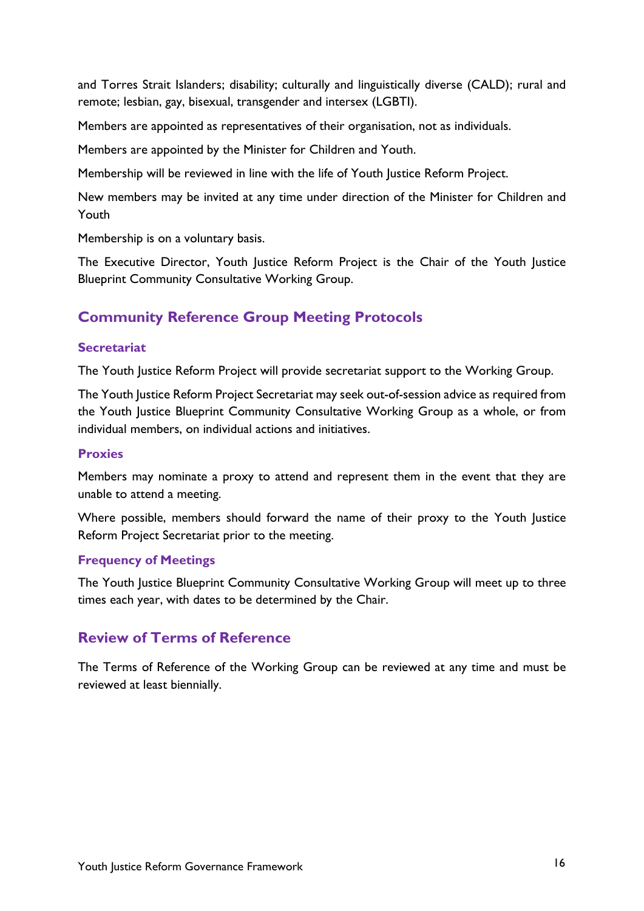and Torres Strait Islanders; disability; culturally and linguistically diverse (CALD); rural and remote; lesbian, gay, bisexual, transgender and intersex (LGBTI).

Members are appointed as representatives of their organisation, not as individuals.

Members are appointed by the Minister for Children and Youth.

Membership will be reviewed in line with the life of Youth Justice Reform Project.

New members may be invited at any time under direction of the Minister for Children and Youth

Membership is on a voluntary basis.

The Executive Director, Youth Justice Reform Project is the Chair of the Youth Justice Blueprint Community Consultative Working Group.

## Community Reference Group Meeting Protocols

### Secretariat

The Youth Justice Reform Project will provide secretariat support to the Working Group.

The Youth Justice Reform Project Secretariat may seek out-of-session advice as required from the Youth Justice Blueprint Community Consultative Working Group as a whole, or from individual members, on individual actions and initiatives.

### Proxies

Members may nominate a proxy to attend and represent them in the event that they are unable to attend a meeting.

Where possible, members should forward the name of their proxy to the Youth Justice Reform Project Secretariat prior to the meeting.

### Frequency of Meetings

The Youth Justice Blueprint Community Consultative Working Group will meet up to three times each year, with dates to be determined by the Chair.

## Review of Terms of Reference

The Terms of Reference of the Working Group can be reviewed at any time and must be reviewed at least biennially.